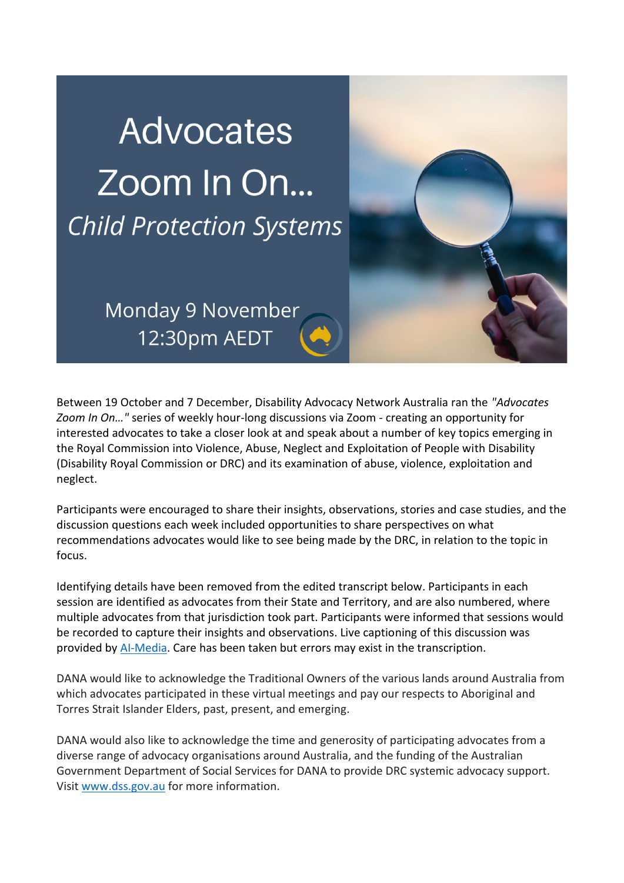# Advocates Zoom In On...

## *Child Protection Systems*

Monday 9 November
12:30pm AEDT

Between 19 October and 7 December, Disability Advocacy Network Australia ran the *"Advocates Zoom In On…"* series of weekly hour-long discussions via Zoom - creating an opportunity for interested advocates to take a closer look at and speak about a number of key topics emerging in the Royal Commission into Violence, Abuse, Neglect and Exploitation of People with Disability (Disability Royal Commission or DRC) and its examination of abuse, violence, exploitation and neglect.

Participants were encouraged to share their insights, observations, stories and case studies, and the discussion questions each week included opportunities to share perspectives on what recommendations advocates would like to see being made by the DRC, in relation to the topic in focus.

Identifying details have been removed from the edited transcript below. Participants in each session are identified as advocates from their State and Territory, and are also numbered, where multiple advocates from that jurisdiction took part. Participants were informed that sessions would be recorded to capture their insights and observations. Live captioning of this discussion was provided by AI-Media. Care has been taken but errors may exist in the transcription.

DANA would like to acknowledge the Traditional Owners of the various lands around Australia from which advocates participated in these virtual meetings and pay our respects to Aboriginal and Torres Strait Islander Elders, past, present, and emerging.

DANA would also like to acknowledge the time and generosity of participating advocates from a diverse range of advocacy organisations around Australia, and the funding of the Australian Government Department of Social Services for DANA to provide DRC systemic advocacy support. Visit www.dss.gov.au for more information.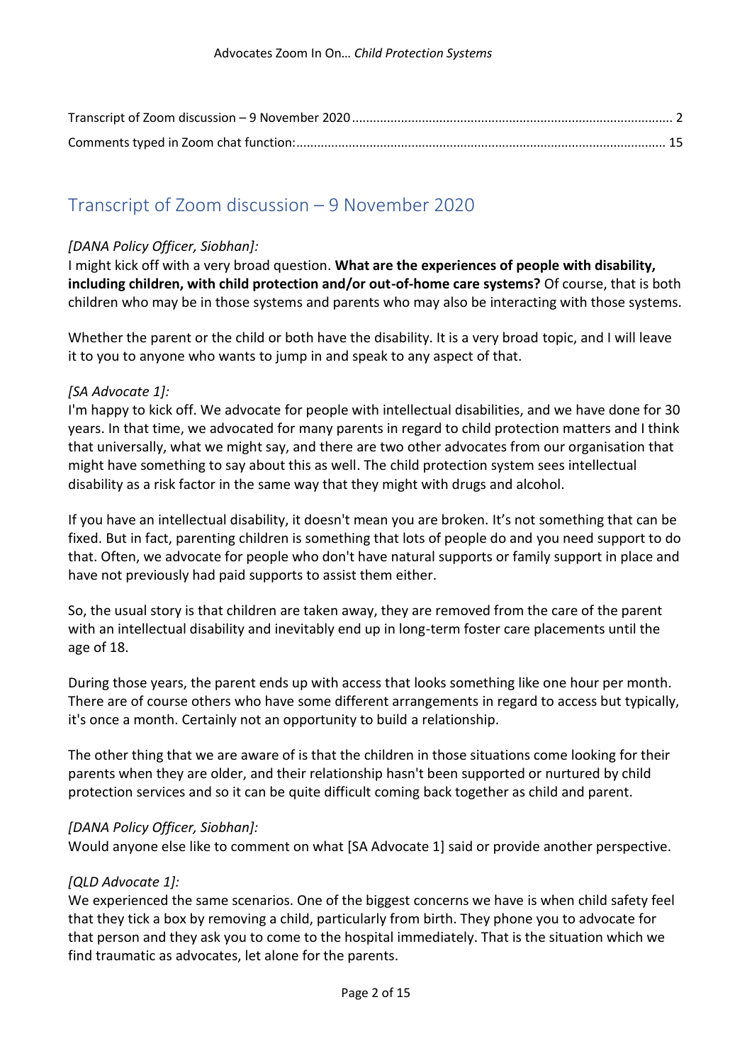| Transcript of Zoom discussion – 9 November 2020 | 2 |
| --- | --- |
| Comments typed in Zoom chat function: | 15 |

## Transcript of Zoom discussion – 9 November 2020

*[DANA Policy Officer, Siobhan]:*
I might kick off with a very broad question. **What are the experiences of people with disability, including children, with child protection and/or out-of-home care systems?** Of course, that is both children who may be in those systems and parents who may also be interacting with those systems.

Whether the parent or the child or both have the disability. It is a very broad topic, and I will leave it to you to anyone who wants to jump in and speak to any aspect of that.

*[SA Advocate 1]:*
I'm happy to kick off. We advocate for people with intellectual disabilities, and we have done for 30 years. In that time, we advocated for many parents in regard to child protection matters and I think that universally, what we might say, and there are two other advocates from our organisation that might have something to say about this as well. The child protection system sees intellectual disability as a risk factor in the same way that they might with drugs and alcohol.

If you have an intellectual disability, it doesn't mean you are broken. It's not something that can be fixed. But in fact, parenting children is something that lots of people do and you need support to do that. Often, we advocate for people who don't have natural supports or family support in place and have not previously had paid supports to assist them either.

So, the usual story is that children are taken away, they are removed from the care of the parent with an intellectual disability and inevitably end up in long-term foster care placements until the age of 18.

During those years, the parent ends up with access that looks something like one hour per month. There are of course others who have some different arrangements in regard to access but typically, it's once a month. Certainly not an opportunity to build a relationship.

The other thing that we are aware of is that the children in those situations come looking for their parents when they are older, and their relationship hasn't been supported or nurtured by child protection services and so it can be quite difficult coming back together as child and parent.

*[DANA Policy Officer, Siobhan]:*
Would anyone else like to comment on what [SA Advocate 1] said or provide another perspective.

*[QLD Advocate 1]:*
We experienced the same scenarios. One of the biggest concerns we have is when child safety feel that they tick a box by removing a child, particularly from birth. They phone you to advocate for that person and they ask you to come to the hospital immediately. That is the situation which we find traumatic as advocates, let alone for the parents.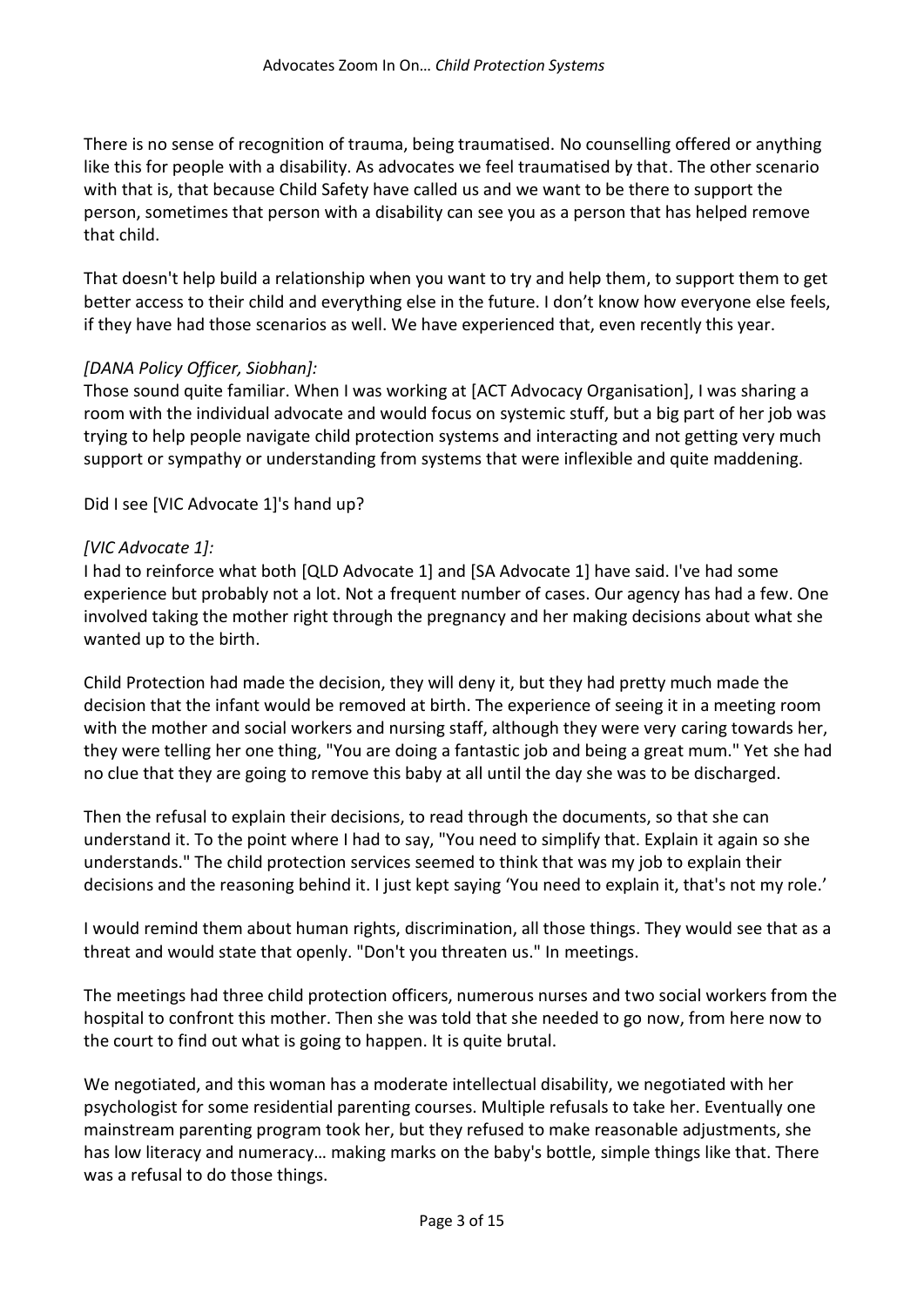There is no sense of recognition of trauma, being traumatised. No counselling offered or anything like this for people with a disability. As advocates we feel traumatised by that. The other scenario with that is, that because Child Safety have called us and we want to be there to support the person, sometimes that person with a disability can see you as a person that has helped remove that child.

That doesn't help build a relationship when you want to try and help them, to support them to get better access to their child and everything else in the future. I don't know how everyone else feels, if they have had those scenarios as well. We have experienced that, even recently this year.

*[DANA Policy Officer, Siobhan]:*
Those sound quite familiar. When I was working at [ACT Advocacy Organisation], I was sharing a room with the individual advocate and would focus on systemic stuff, but a big part of her job was trying to help people navigate child protection systems and interacting and not getting very much support or sympathy or understanding from systems that were inflexible and quite maddening.

Did I see [VIC Advocate 1]'s hand up?

*[VIC Advocate 1]:*
I had to reinforce what both [QLD Advocate 1] and [SA Advocate 1] have said. I've had some experience but probably not a lot. Not a frequent number of cases. Our agency has had a few. One involved taking the mother right through the pregnancy and her making decisions about what she wanted up to the birth.

Child Protection had made the decision, they will deny it, but they had pretty much made the decision that the infant would be removed at birth. The experience of seeing it in a meeting room with the mother and social workers and nursing staff, although they were very caring towards her, they were telling her one thing, "You are doing a fantastic job and being a great mum." Yet she had no clue that they are going to remove this baby at all until the day she was to be discharged.

Then the refusal to explain their decisions, to read through the documents, so that she can understand it. To the point where I had to say, "You need to simplify that. Explain it again so she understands." The child protection services seemed to think that was my job to explain their decisions and the reasoning behind it. I just kept saying 'You need to explain it, that's not my role.'

I would remind them about human rights, discrimination, all those things. They would see that as a threat and would state that openly. "Don't you threaten us." In meetings.

The meetings had three child protection officers, numerous nurses and two social workers from the hospital to confront this mother. Then she was told that she needed to go now, from here now to the court to find out what is going to happen. It is quite brutal.

We negotiated, and this woman has a moderate intellectual disability, we negotiated with her psychologist for some residential parenting courses. Multiple refusals to take her. Eventually one mainstream parenting program took her, but they refused to make reasonable adjustments, she has low literacy and numeracy… making marks on the baby's bottle, simple things like that. There was a refusal to do those things.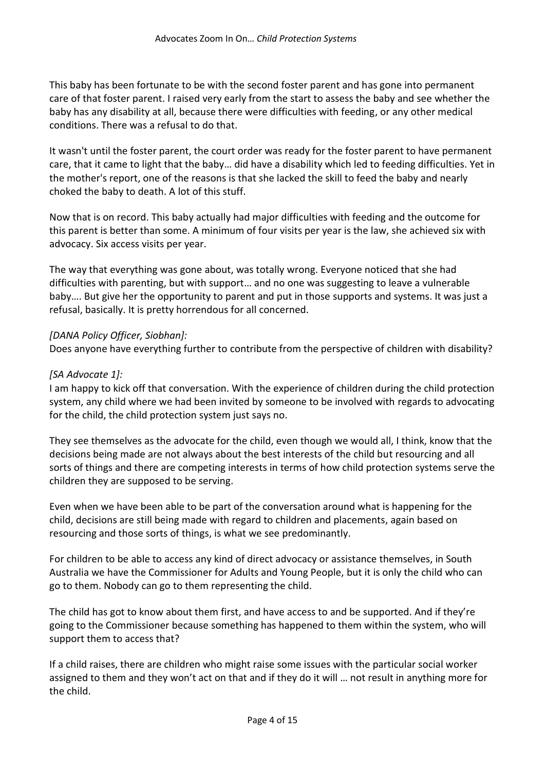This baby has been fortunate to be with the second foster parent and has gone into permanent care of that foster parent. I raised very early from the start to assess the baby and see whether the baby has any disability at all, because there were difficulties with feeding, or any other medical conditions. There was a refusal to do that.

It wasn't until the foster parent, the court order was ready for the foster parent to have permanent care, that it came to light that the baby… did have a disability which led to feeding difficulties. Yet in the mother's report, one of the reasons is that she lacked the skill to feed the baby and nearly choked the baby to death. A lot of this stuff.

Now that is on record. This baby actually had major difficulties with feeding and the outcome for this parent is better than some. A minimum of four visits per year is the law, she achieved six with advocacy. Six access visits per year.

The way that everything was gone about, was totally wrong. Everyone noticed that she had difficulties with parenting, but with support… and no one was suggesting to leave a vulnerable baby…. But give her the opportunity to parent and put in those supports and systems. It was just a refusal, basically. It is pretty horrendous for all concerned.

*[DANA Policy Officer, Siobhan]:*
Does anyone have everything further to contribute from the perspective of children with disability?

*[SA Advocate 1]:*
I am happy to kick off that conversation. With the experience of children during the child protection system, any child where we had been invited by someone to be involved with regards to advocating for the child, the child protection system just says no.

They see themselves as the advocate for the child, even though we would all, I think, know that the decisions being made are not always about the best interests of the child but resourcing and all sorts of things and there are competing interests in terms of how child protection systems serve the children they are supposed to be serving.

Even when we have been able to be part of the conversation around what is happening for the child, decisions are still being made with regard to children and placements, again based on resourcing and those sorts of things, is what we see predominantly.

For children to be able to access any kind of direct advocacy or assistance themselves, in South Australia we have the Commissioner for Adults and Young People, but it is only the child who can go to them. Nobody can go to them representing the child.

The child has got to know about them first, and have access to and be supported. And if they're going to the Commissioner because something has happened to them within the system, who will support them to access that?

If a child raises, there are children who might raise some issues with the particular social worker assigned to them and they won't act on that and if they do it will … not result in anything more for the child.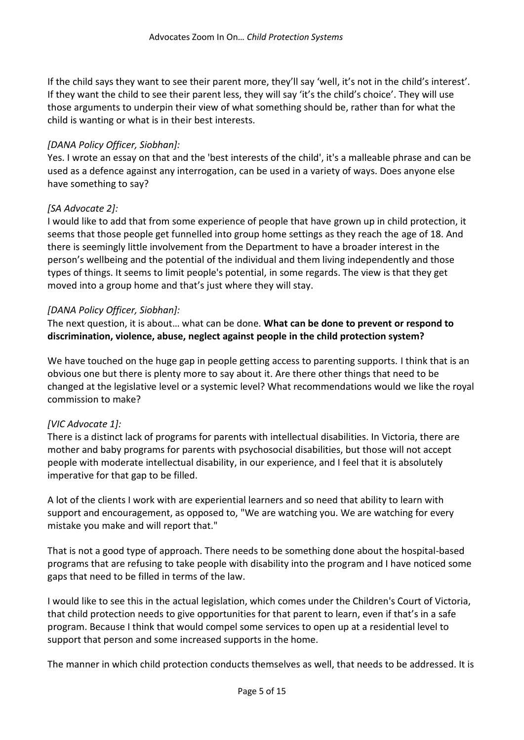If the child says they want to see their parent more, they'll say 'well, it's not in the child's interest'. If they want the child to see their parent less, they will say 'it's the child's choice'. They will use those arguments to underpin their view of what something should be, rather than for what the child is wanting or what is in their best interests.

*[DANA Policy Officer, Siobhan]:*

Yes. I wrote an essay on that and the 'best interests of the child', it's a malleable phrase and can be used as a defence against any interrogation, can be used in a variety of ways. Does anyone else have something to say?

*[SA Advocate 2]:*

I would like to add that from some experience of people that have grown up in child protection, it seems that those people get funnelled into group home settings as they reach the age of 18. And there is seemingly little involvement from the Department to have a broader interest in the person's wellbeing and the potential of the individual and them living independently and those types of things. It seems to limit people's potential, in some regards. The view is that they get moved into a group home and that's just where they will stay.

*[DANA Policy Officer, Siobhan]:*

The next question, it is about… what can be done. **What can be done to prevent or respond to discrimination, violence, abuse, neglect against people in the child protection system?**

We have touched on the huge gap in people getting access to parenting supports. I think that is an obvious one but there is plenty more to say about it. Are there other things that need to be changed at the legislative level or a systemic level? What recommendations would we like the royal commission to make?

*[VIC Advocate 1]:*

There is a distinct lack of programs for parents with intellectual disabilities. In Victoria, there are mother and baby programs for parents with psychosocial disabilities, but those will not accept people with moderate intellectual disability, in our experience, and I feel that it is absolutely imperative for that gap to be filled.

A lot of the clients I work with are experiential learners and so need that ability to learn with support and encouragement, as opposed to, "We are watching you. We are watching for every mistake you make and will report that."

That is not a good type of approach. There needs to be something done about the hospital-based programs that are refusing to take people with disability into the program and I have noticed some gaps that need to be filled in terms of the law.

I would like to see this in the actual legislation, which comes under the Children's Court of Victoria, that child protection needs to give opportunities for that parent to learn, even if that's in a safe program. Because I think that would compel some services to open up at a residential level to support that person and some increased supports in the home.

The manner in which child protection conducts themselves as well, that needs to be addressed. It is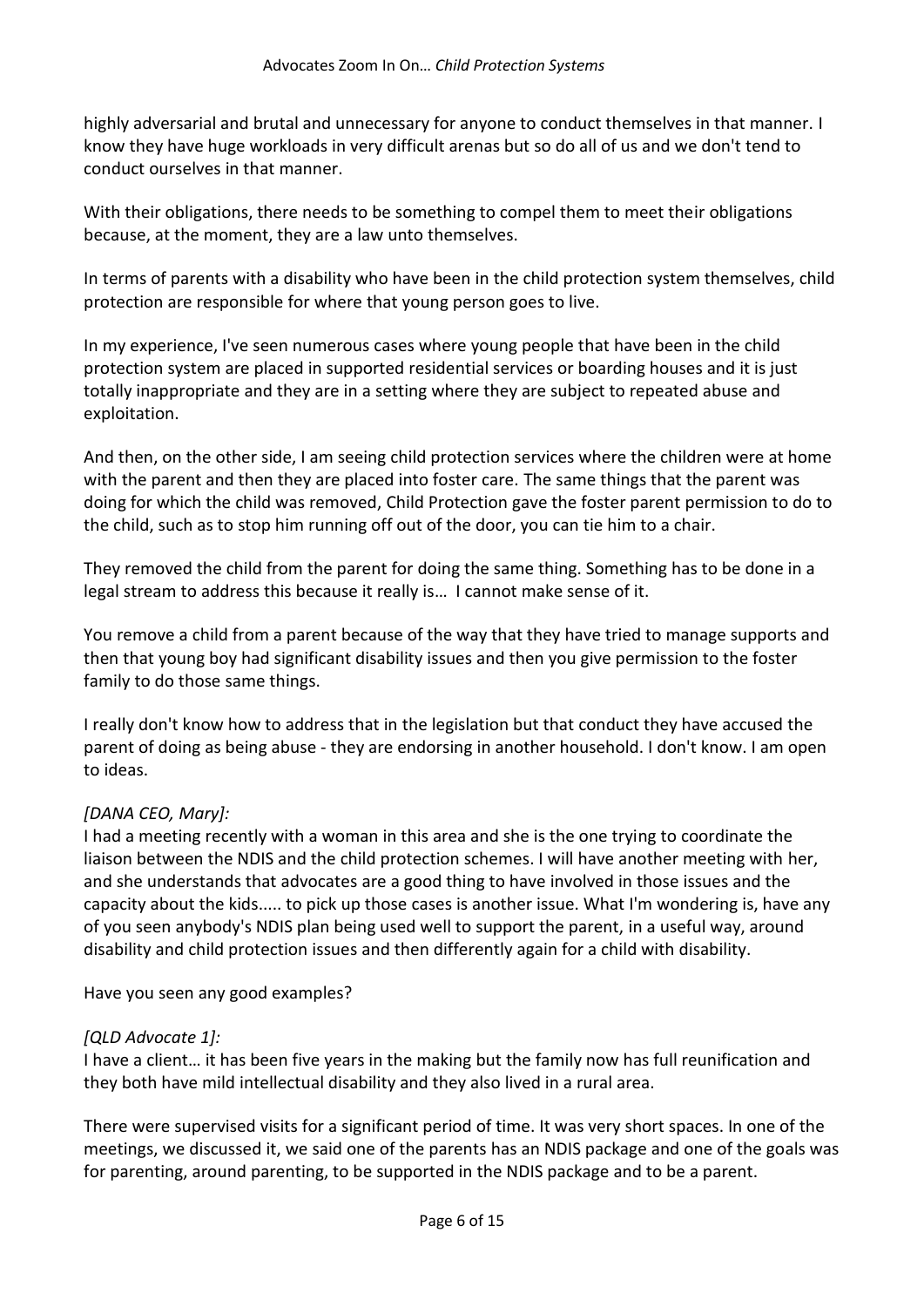highly adversarial and brutal and unnecessary for anyone to conduct themselves in that manner. I know they have huge workloads in very difficult arenas but so do all of us and we don't tend to conduct ourselves in that manner.

With their obligations, there needs to be something to compel them to meet their obligations because, at the moment, they are a law unto themselves.

In terms of parents with a disability who have been in the child protection system themselves, child protection are responsible for where that young person goes to live.

In my experience, I've seen numerous cases where young people that have been in the child protection system are placed in supported residential services or boarding houses and it is just totally inappropriate and they are in a setting where they are subject to repeated abuse and exploitation.

And then, on the other side, I am seeing child protection services where the children were at home with the parent and then they are placed into foster care. The same things that the parent was doing for which the child was removed, Child Protection gave the foster parent permission to do to the child, such as to stop him running off out of the door, you can tie him to a chair.

They removed the child from the parent for doing the same thing. Something has to be done in a legal stream to address this because it really is… I cannot make sense of it.

You remove a child from a parent because of the way that they have tried to manage supports and then that young boy had significant disability issues and then you give permission to the foster family to do those same things.

I really don't know how to address that in the legislation but that conduct they have accused the parent of doing as being abuse - they are endorsing in another household. I don't know. I am open to ideas.

*[DANA CEO, Mary]:*
I had a meeting recently with a woman in this area and she is the one trying to coordinate the liaison between the NDIS and the child protection schemes. I will have another meeting with her, and she understands that advocates are a good thing to have involved in those issues and the capacity about the kids..... to pick up those cases is another issue. What I'm wondering is, have any of you seen anybody's NDIS plan being used well to support the parent, in a useful way, around disability and child protection issues and then differently again for a child with disability.

Have you seen any good examples?

*[QLD Advocate 1]:*
I have a client… it has been five years in the making but the family now has full reunification and they both have mild intellectual disability and they also lived in a rural area.

There were supervised visits for a significant period of time. It was very short spaces. In one of the meetings, we discussed it, we said one of the parents has an NDIS package and one of the goals was for parenting, around parenting, to be supported in the NDIS package and to be a parent.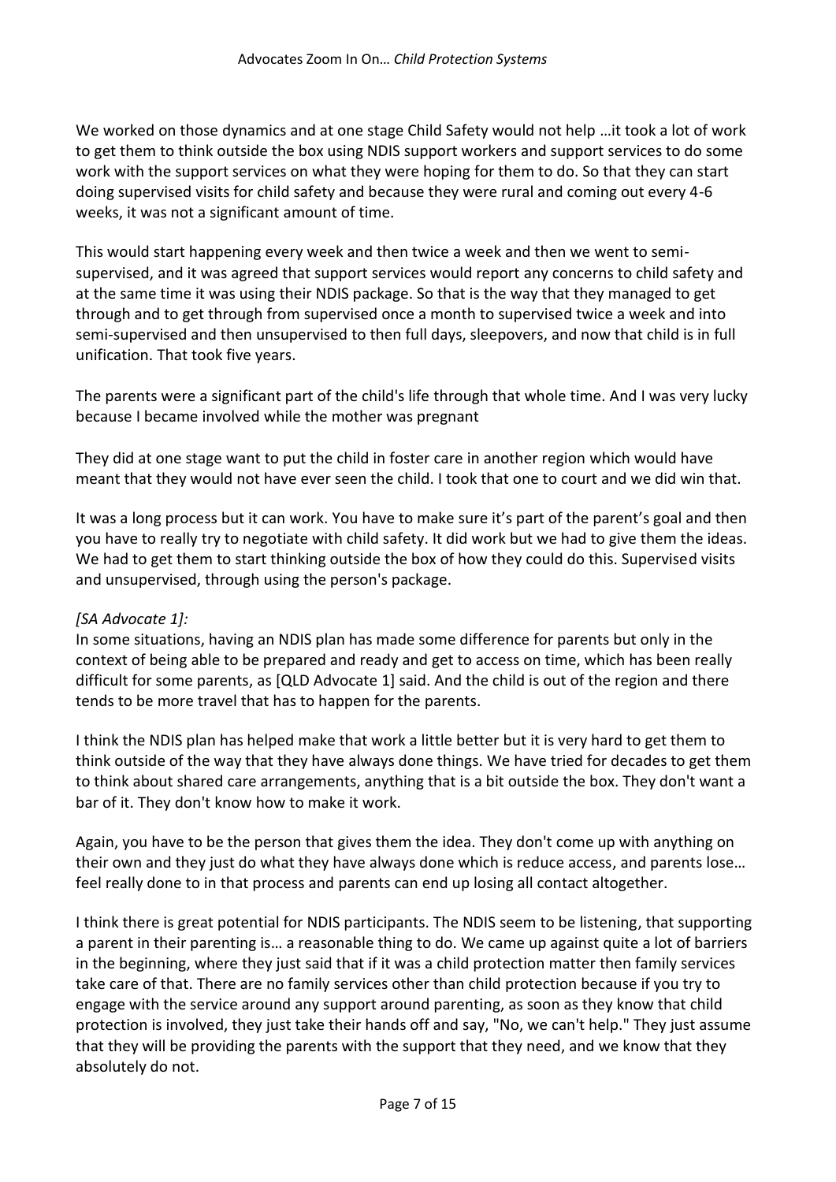We worked on those dynamics and at one stage Child Safety would not help …it took a lot of work to get them to think outside the box using NDIS support workers and support services to do some work with the support services on what they were hoping for them to do. So that they can start doing supervised visits for child safety and because they were rural and coming out every 4-6 weeks, it was not a significant amount of time.

This would start happening every week and then twice a week and then we went to semi-supervised, and it was agreed that support services would report any concerns to child safety and at the same time it was using their NDIS package. So that is the way that they managed to get through and to get through from supervised once a month to supervised twice a week and into semi-supervised and then unsupervised to then full days, sleepovers, and now that child is in full unification. That took five years.

The parents were a significant part of the child's life through that whole time. And I was very lucky because I became involved while the mother was pregnant

They did at one stage want to put the child in foster care in another region which would have meant that they would not have ever seen the child. I took that one to court and we did win that.

It was a long process but it can work. You have to make sure it's part of the parent's goal and then you have to really try to negotiate with child safety. It did work but we had to give them the ideas. We had to get them to start thinking outside the box of how they could do this. Supervised visits and unsupervised, through using the person's package.

*[SA Advocate 1]:*
In some situations, having an NDIS plan has made some difference for parents but only in the context of being able to be prepared and ready and get to access on time, which has been really difficult for some parents, as [QLD Advocate 1] said. And the child is out of the region and there tends to be more travel that has to happen for the parents.

I think the NDIS plan has helped make that work a little better but it is very hard to get them to think outside of the way that they have always done things. We have tried for decades to get them to think about shared care arrangements, anything that is a bit outside the box. They don't want a bar of it. They don't know how to make it work.

Again, you have to be the person that gives them the idea. They don't come up with anything on their own and they just do what they have always done which is reduce access, and parents lose… feel really done to in that process and parents can end up losing all contact altogether.

I think there is great potential for NDIS participants. The NDIS seem to be listening, that supporting a parent in their parenting is… a reasonable thing to do. We came up against quite a lot of barriers in the beginning, where they just said that if it was a child protection matter then family services take care of that. There are no family services other than child protection because if you try to engage with the service around any support around parenting, as soon as they know that child protection is involved, they just take their hands off and say, "No, we can't help." They just assume that they will be providing the parents with the support that they need, and we know that they absolutely do not.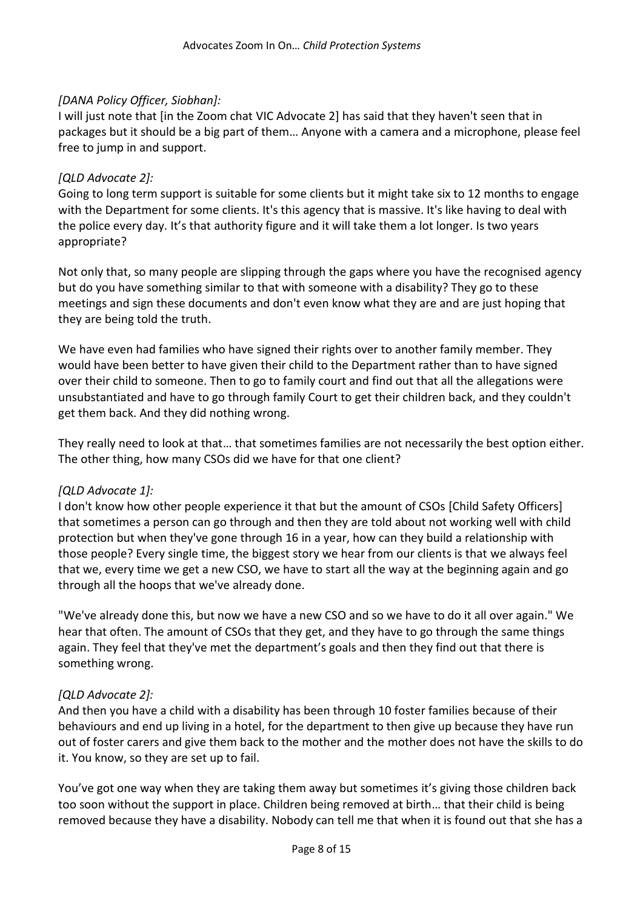*[DANA Policy Officer, Siobhan]:*
I will just note that [in the Zoom chat VIC Advocate 2] has said that they haven't seen that in packages but it should be a big part of them… Anyone with a camera and a microphone, please feel free to jump in and support.

*[QLD Advocate 2]:*
Going to long term support is suitable for some clients but it might take six to 12 months to engage with the Department for some clients. It's this agency that is massive. It's like having to deal with the police every day. It's that authority figure and it will take them a lot longer. Is two years appropriate?

Not only that, so many people are slipping through the gaps where you have the recognised agency but do you have something similar to that with someone with a disability? They go to these meetings and sign these documents and don't even know what they are and are just hoping that they are being told the truth.

We have even had families who have signed their rights over to another family member. They would have been better to have given their child to the Department rather than to have signed over their child to someone. Then to go to family court and find out that all the allegations were unsubstantiated and have to go through family Court to get their children back, and they couldn't get them back. And they did nothing wrong.

They really need to look at that… that sometimes families are not necessarily the best option either. The other thing, how many CSOs did we have for that one client?

*[QLD Advocate 1]:*
I don't know how other people experience it that but the amount of CSOs [Child Safety Officers] that sometimes a person can go through and then they are told about not working well with child protection but when they've gone through 16 in a year, how can they build a relationship with those people? Every single time, the biggest story we hear from our clients is that we always feel that we, every time we get a new CSO, we have to start all the way at the beginning again and go through all the hoops that we've already done.

"We've already done this, but now we have a new CSO and so we have to do it all over again." We hear that often. The amount of CSOs that they get, and they have to go through the same things again. They feel that they've met the department's goals and then they find out that there is something wrong.

*[QLD Advocate 2]:*
And then you have a child with a disability has been through 10 foster families because of their behaviours and end up living in a hotel, for the department to then give up because they have run out of foster carers and give them back to the mother and the mother does not have the skills to do it. You know, so they are set up to fail.

You've got one way when they are taking them away but sometimes it's giving those children back too soon without the support in place. Children being removed at birth… that their child is being removed because they have a disability. Nobody can tell me that when it is found out that she has a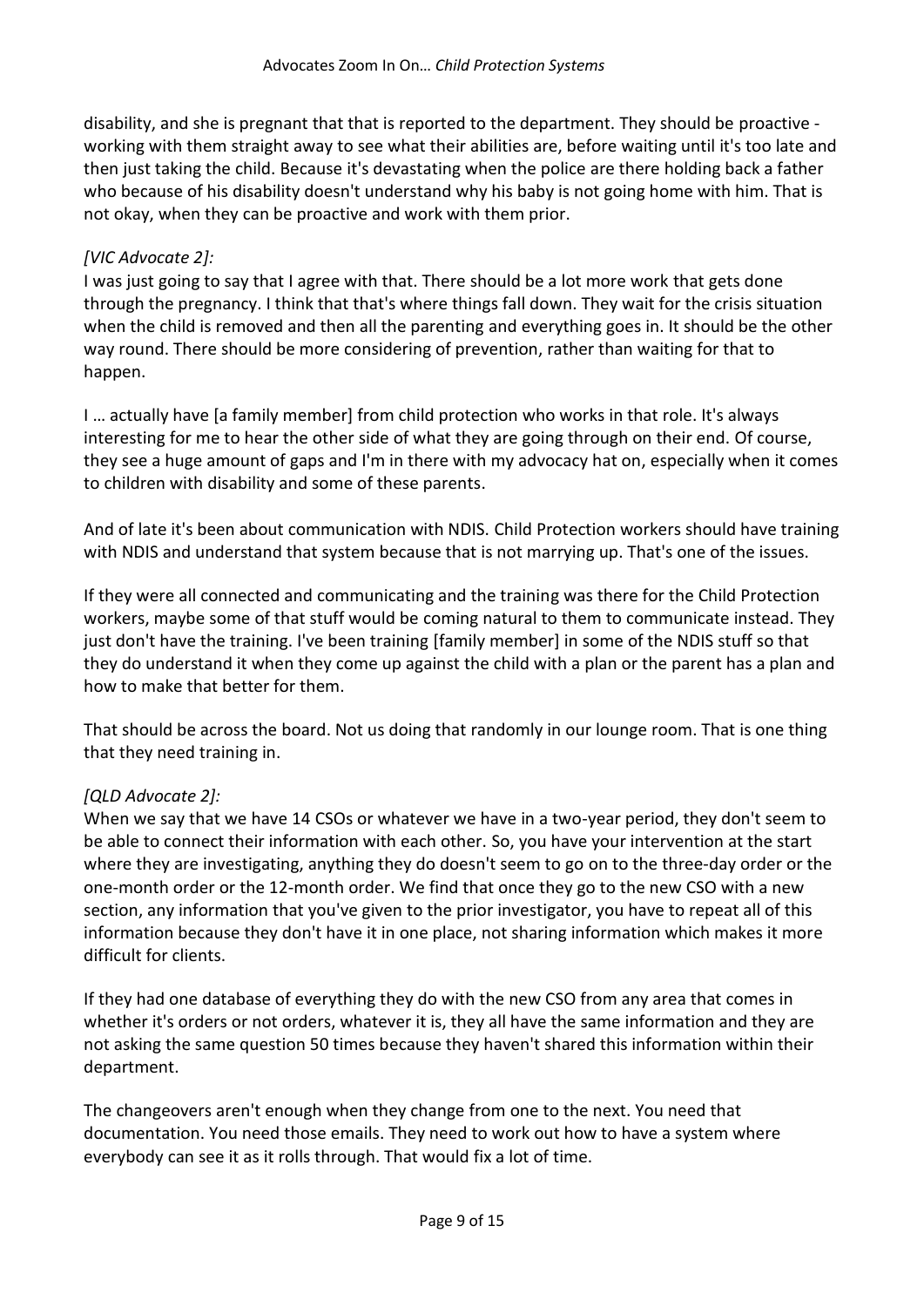disability, and she is pregnant that that is reported to the department. They should be proactive - working with them straight away to see what their abilities are, before waiting until it's too late and then just taking the child. Because it's devastating when the police are there holding back a father who because of his disability doesn't understand why his baby is not going home with him. That is not okay, when they can be proactive and work with them prior.

*[VIC Advocate 2]:*
I was just going to say that I agree with that. There should be a lot more work that gets done through the pregnancy. I think that that's where things fall down. They wait for the crisis situation when the child is removed and then all the parenting and everything goes in. It should be the other way round. There should be more considering of prevention, rather than waiting for that to happen.

I … actually have [a family member] from child protection who works in that role. It's always interesting for me to hear the other side of what they are going through on their end. Of course, they see a huge amount of gaps and I'm in there with my advocacy hat on, especially when it comes to children with disability and some of these parents.

And of late it's been about communication with NDIS. Child Protection workers should have training with NDIS and understand that system because that is not marrying up. That's one of the issues.

If they were all connected and communicating and the training was there for the Child Protection workers, maybe some of that stuff would be coming natural to them to communicate instead. They just don't have the training. I've been training [family member] in some of the NDIS stuff so that they do understand it when they come up against the child with a plan or the parent has a plan and how to make that better for them.

That should be across the board. Not us doing that randomly in our lounge room. That is one thing that they need training in.

*[QLD Advocate 2]:*
When we say that we have 14 CSOs or whatever we have in a two-year period, they don't seem to be able to connect their information with each other. So, you have your intervention at the start where they are investigating, anything they do doesn't seem to go on to the three-day order or the one-month order or the 12-month order. We find that once they go to the new CSO with a new section, any information that you've given to the prior investigator, you have to repeat all of this information because they don't have it in one place, not sharing information which makes it more difficult for clients.

If they had one database of everything they do with the new CSO from any area that comes in whether it's orders or not orders, whatever it is, they all have the same information and they are not asking the same question 50 times because they haven't shared this information within their department.

The changeovers aren't enough when they change from one to the next. You need that documentation. You need those emails. They need to work out how to have a system where everybody can see it as it rolls through. That would fix a lot of time.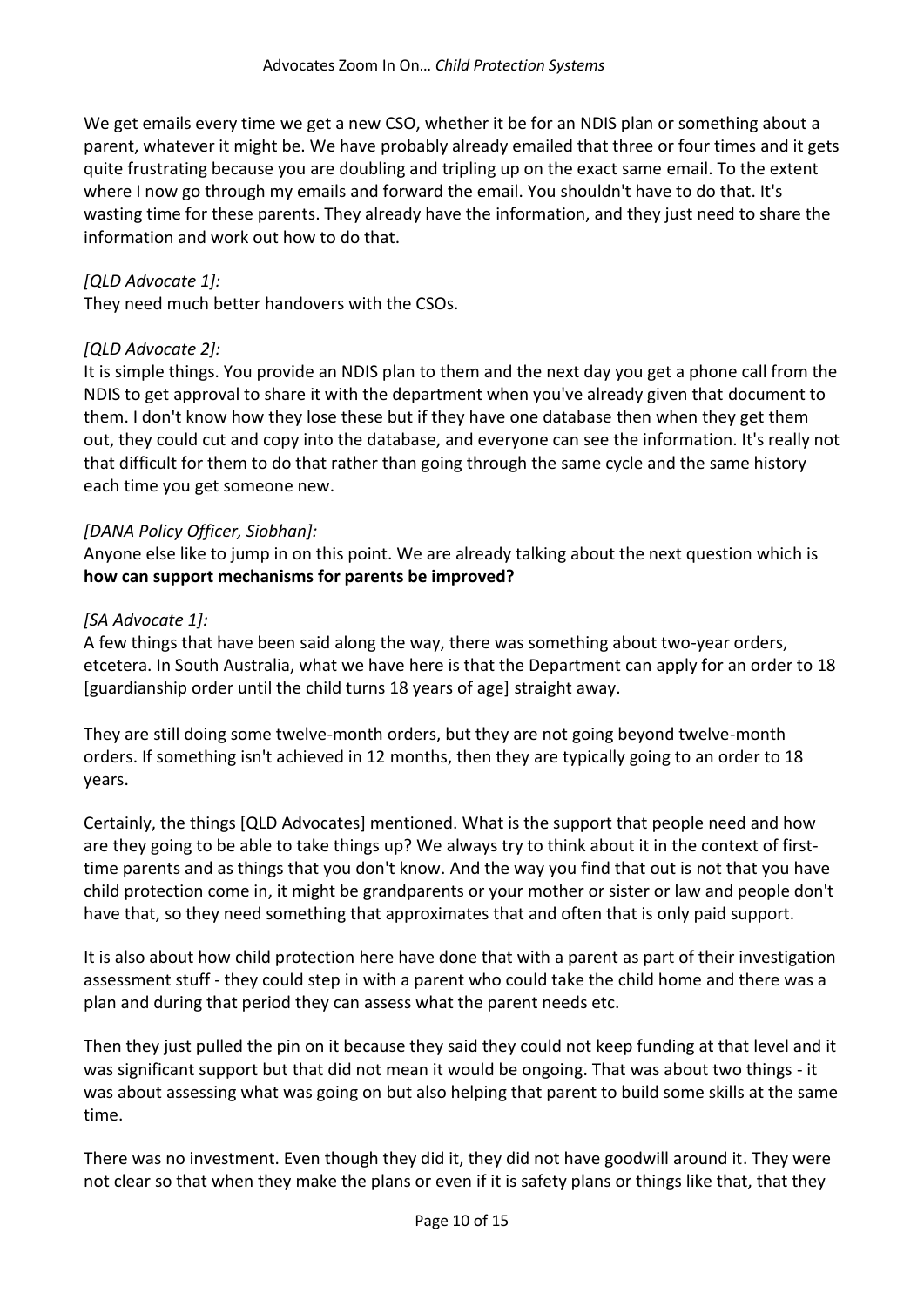We get emails every time we get a new CSO, whether it be for an NDIS plan or something about a parent, whatever it might be. We have probably already emailed that three or four times and it gets quite frustrating because you are doubling and tripling up on the exact same email. To the extent where I now go through my emails and forward the email. You shouldn't have to do that. It's wasting time for these parents. They already have the information, and they just need to share the information and work out how to do that.

*[QLD Advocate 1]:*
They need much better handovers with the CSOs.

*[QLD Advocate 2]:*
It is simple things. You provide an NDIS plan to them and the next day you get a phone call from the NDIS to get approval to share it with the department when you've already given that document to them. I don't know how they lose these but if they have one database then when they get them out, they could cut and copy into the database, and everyone can see the information. It's really not that difficult for them to do that rather than going through the same cycle and the same history each time you get someone new.

*[DANA Policy Officer, Siobhan]:*
Anyone else like to jump in on this point. We are already talking about the next question which is **how can support mechanisms for parents be improved?**

*[SA Advocate 1]:*
A few things that have been said along the way, there was something about two-year orders, etcetera. In South Australia, what we have here is that the Department can apply for an order to 18 [guardianship order until the child turns 18 years of age] straight away.

They are still doing some twelve-month orders, but they are not going beyond twelve-month orders. If something isn't achieved in 12 months, then they are typically going to an order to 18 years.

Certainly, the things [QLD Advocates] mentioned. What is the support that people need and how are they going to be able to take things up? We always try to think about it in the context of first-time parents and as things that you don't know. And the way you find that out is not that you have child protection come in, it might be grandparents or your mother or sister or law and people don't have that, so they need something that approximates that and often that is only paid support.

It is also about how child protection here have done that with a parent as part of their investigation assessment stuff - they could step in with a parent who could take the child home and there was a plan and during that period they can assess what the parent needs etc.

Then they just pulled the pin on it because they said they could not keep funding at that level and it was significant support but that did not mean it would be ongoing. That was about two things - it was about assessing what was going on but also helping that parent to build some skills at the same time.

There was no investment. Even though they did it, they did not have goodwill around it. They were not clear so that when they make the plans or even if it is safety plans or things like that, that they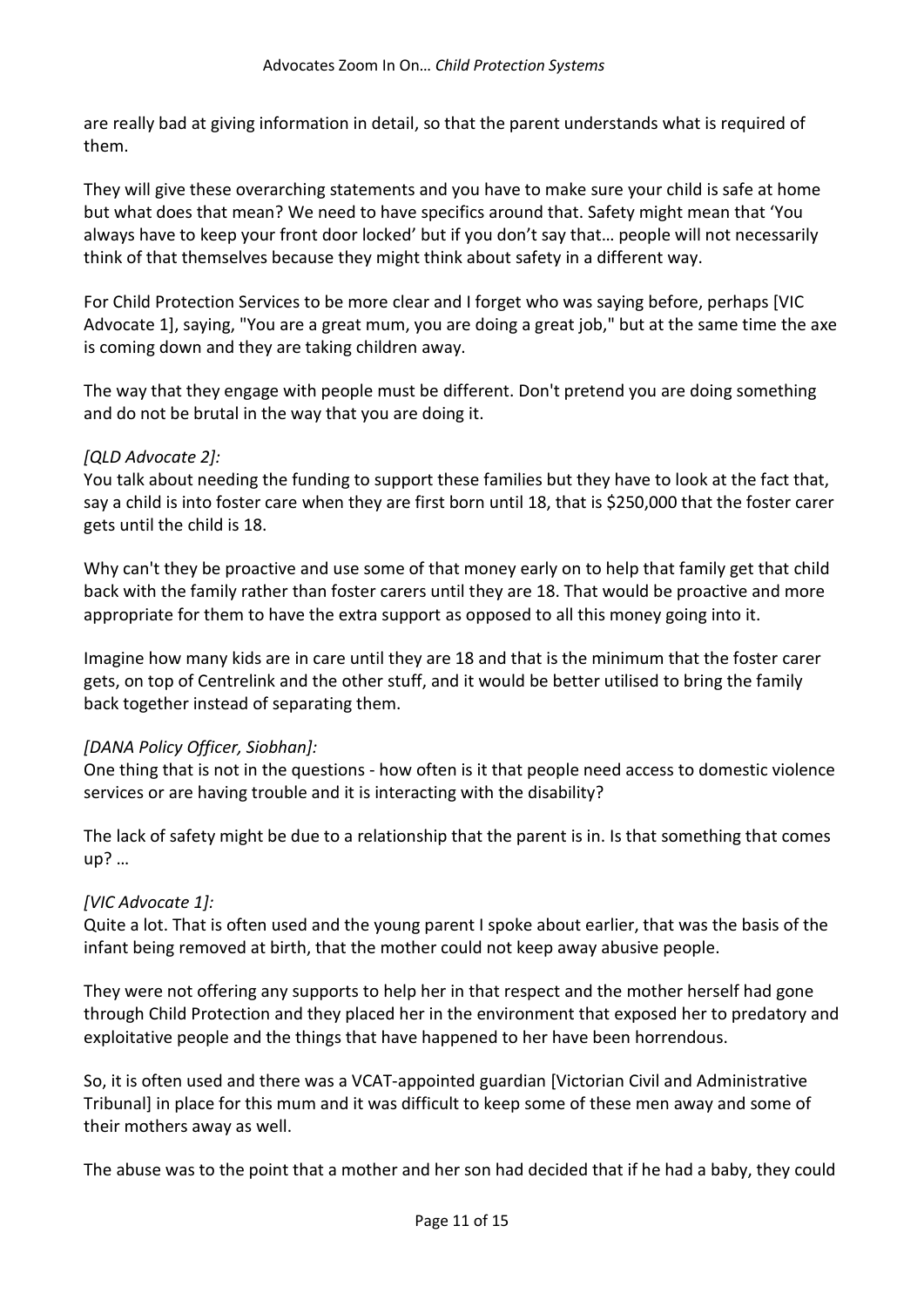are really bad at giving information in detail, so that the parent understands what is required of them.

They will give these overarching statements and you have to make sure your child is safe at home but what does that mean? We need to have specifics around that. Safety might mean that 'You always have to keep your front door locked' but if you don't say that… people will not necessarily think of that themselves because they might think about safety in a different way.

For Child Protection Services to be more clear and I forget who was saying before, perhaps [VIC Advocate 1], saying, "You are a great mum, you are doing a great job," but at the same time the axe is coming down and they are taking children away.

The way that they engage with people must be different. Don't pretend you are doing something and do not be brutal in the way that you are doing it.

*[QLD Advocate 2]:*
You talk about needing the funding to support these families but they have to look at the fact that, say a child is into foster care when they are first born until 18, that is $250,000 that the foster carer gets until the child is 18.

Why can't they be proactive and use some of that money early on to help that family get that child back with the family rather than foster carers until they are 18. That would be proactive and more appropriate for them to have the extra support as opposed to all this money going into it.

Imagine how many kids are in care until they are 18 and that is the minimum that the foster carer gets, on top of Centrelink and the other stuff, and it would be better utilised to bring the family back together instead of separating them.

*[DANA Policy Officer, Siobhan]:*
One thing that is not in the questions - how often is it that people need access to domestic violence services or are having trouble and it is interacting with the disability?

The lack of safety might be due to a relationship that the parent is in. Is that something that comes up? …

*[VIC Advocate 1]:*
Quite a lot. That is often used and the young parent I spoke about earlier, that was the basis of the infant being removed at birth, that the mother could not keep away abusive people.

They were not offering any supports to help her in that respect and the mother herself had gone through Child Protection and they placed her in the environment that exposed her to predatory and exploitative people and the things that have happened to her have been horrendous.

So, it is often used and there was a VCAT-appointed guardian [Victorian Civil and Administrative Tribunal] in place for this mum and it was difficult to keep some of these men away and some of their mothers away as well.

The abuse was to the point that a mother and her son had decided that if he had a baby, they could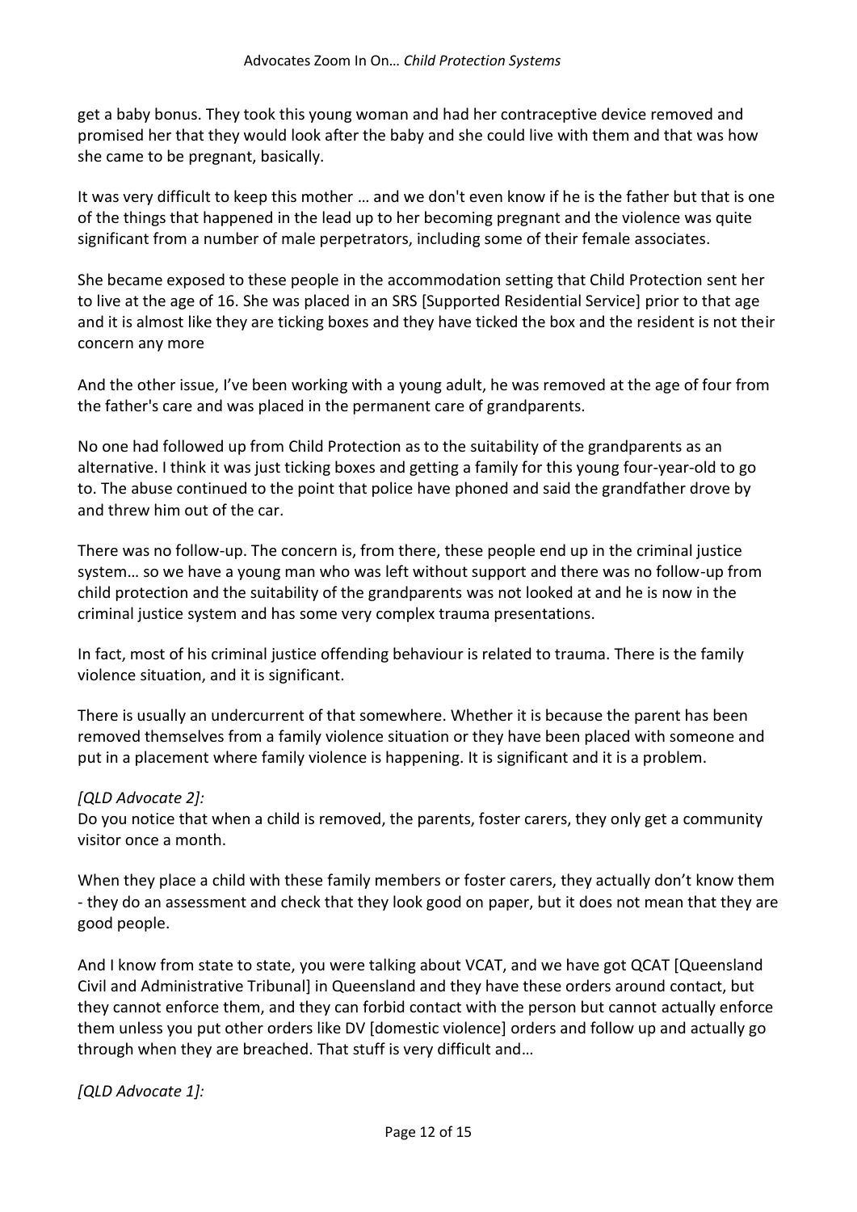get a baby bonus. They took this young woman and had her contraceptive device removed and promised her that they would look after the baby and she could live with them and that was how she came to be pregnant, basically.

It was very difficult to keep this mother … and we don't even know if he is the father but that is one of the things that happened in the lead up to her becoming pregnant and the violence was quite significant from a number of male perpetrators, including some of their female associates.

She became exposed to these people in the accommodation setting that Child Protection sent her to live at the age of 16. She was placed in an SRS [Supported Residential Service] prior to that age and it is almost like they are ticking boxes and they have ticked the box and the resident is not their concern any more

And the other issue, I've been working with a young adult, he was removed at the age of four from the father's care and was placed in the permanent care of grandparents.

No one had followed up from Child Protection as to the suitability of the grandparents as an alternative. I think it was just ticking boxes and getting a family for this young four-year-old to go to. The abuse continued to the point that police have phoned and said the grandfather drove by and threw him out of the car.

There was no follow-up. The concern is, from there, these people end up in the criminal justice system… so we have a young man who was left without support and there was no follow-up from child protection and the suitability of the grandparents was not looked at and he is now in the criminal justice system and has some very complex trauma presentations.

In fact, most of his criminal justice offending behaviour is related to trauma. There is the family violence situation, and it is significant.

There is usually an undercurrent of that somewhere. Whether it is because the parent has been removed themselves from a family violence situation or they have been placed with someone and put in a placement where family violence is happening. It is significant and it is a problem.

*[QLD Advocate 2]:*

Do you notice that when a child is removed, the parents, foster carers, they only get a community visitor once a month.

When they place a child with these family members or foster carers, they actually don't know them - they do an assessment and check that they look good on paper, but it does not mean that they are good people.

And I know from state to state, you were talking about VCAT, and we have got QCAT [Queensland Civil and Administrative Tribunal] in Queensland and they have these orders around contact, but they cannot enforce them, and they can forbid contact with the person but cannot actually enforce them unless you put other orders like DV [domestic violence] orders and follow up and actually go through when they are breached. That stuff is very difficult and…

*[QLD Advocate 1]:*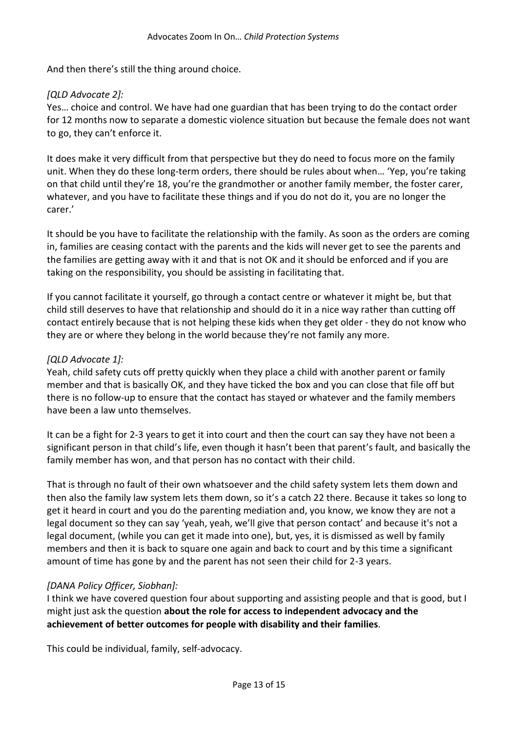And then there's still the thing around choice.

*[QLD Advocate 2]:*

Yes… choice and control. We have had one guardian that has been trying to do the contact order for 12 months now to separate a domestic violence situation but because the female does not want to go, they can't enforce it.

It does make it very difficult from that perspective but they do need to focus more on the family unit. When they do these long-term orders, there should be rules about when… 'Yep, you're taking on that child until they're 18, you're the grandmother or another family member, the foster carer, whatever, and you have to facilitate these things and if you do not do it, you are no longer the carer.'

It should be you have to facilitate the relationship with the family. As soon as the orders are coming in, families are ceasing contact with the parents and the kids will never get to see the parents and the families are getting away with it and that is not OK and it should be enforced and if you are taking on the responsibility, you should be assisting in facilitating that.

If you cannot facilitate it yourself, go through a contact centre or whatever it might be, but that child still deserves to have that relationship and should do it in a nice way rather than cutting off contact entirely because that is not helping these kids when they get older - they do not know who they are or where they belong in the world because they're not family any more.

*[QLD Advocate 1]:*

Yeah, child safety cuts off pretty quickly when they place a child with another parent or family member and that is basically OK, and they have ticked the box and you can close that file off but there is no follow-up to ensure that the contact has stayed or whatever and the family members have been a law unto themselves.

It can be a fight for 2-3 years to get it into court and then the court can say they have not been a significant person in that child's life, even though it hasn't been that parent's fault, and basically the family member has won, and that person has no contact with their child.

That is through no fault of their own whatsoever and the child safety system lets them down and then also the family law system lets them down, so it's a catch 22 there. Because it takes so long to get it heard in court and you do the parenting mediation and, you know, we know they are not a legal document so they can say 'yeah, yeah, we'll give that person contact' and because it's not a legal document, (while you can get it made into one), but, yes, it is dismissed as well by family members and then it is back to square one again and back to court and by this time a significant amount of time has gone by and the parent has not seen their child for 2-3 years.

*[DANA Policy Officer, Siobhan]:*

I think we have covered question four about supporting and assisting people and that is good, but I might just ask the question **about the role for access to independent advocacy and the achievement of better outcomes for people with disability and their families**.

This could be individual, family, self-advocacy.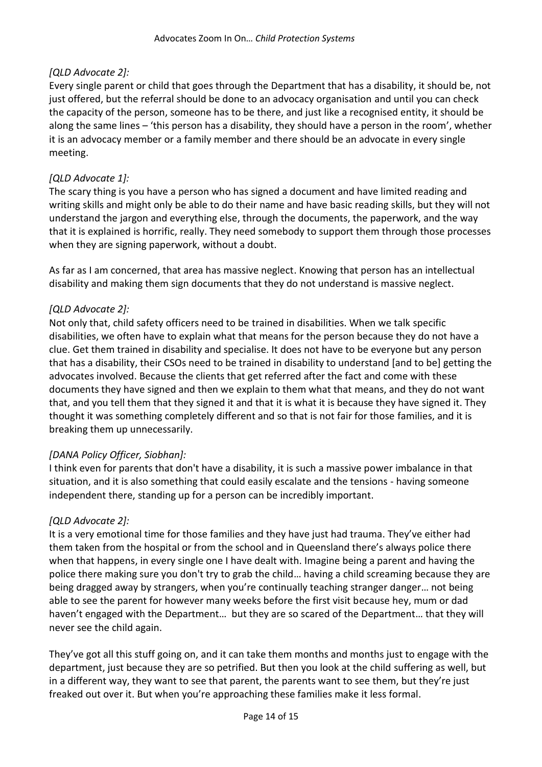*[QLD Advocate 2]:*
Every single parent or child that goes through the Department that has a disability, it should be, not just offered, but the referral should be done to an advocacy organisation and until you can check the capacity of the person, someone has to be there, and just like a recognised entity, it should be along the same lines – 'this person has a disability, they should have a person in the room', whether it is an advocacy member or a family member and there should be an advocate in every single meeting.

*[QLD Advocate 1]:*
The scary thing is you have a person who has signed a document and have limited reading and writing skills and might only be able to do their name and have basic reading skills, but they will not understand the jargon and everything else, through the documents, the paperwork, and the way that it is explained is horrific, really. They need somebody to support them through those processes when they are signing paperwork, without a doubt.

As far as I am concerned, that area has massive neglect. Knowing that person has an intellectual disability and making them sign documents that they do not understand is massive neglect.

*[QLD Advocate 2]:*
Not only that, child safety officers need to be trained in disabilities. When we talk specific disabilities, we often have to explain what that means for the person because they do not have a clue. Get them trained in disability and specialise. It does not have to be everyone but any person that has a disability, their CSOs need to be trained in disability to understand [and to be] getting the advocates involved. Because the clients that get referred after the fact and come with these documents they have signed and then we explain to them what that means, and they do not want that, and you tell them that they signed it and that it is what it is because they have signed it. They thought it was something completely different and so that is not fair for those families, and it is breaking them up unnecessarily.

*[DANA Policy Officer, Siobhan]:*
I think even for parents that don't have a disability, it is such a massive power imbalance in that situation, and it is also something that could easily escalate and the tensions - having someone independent there, standing up for a person can be incredibly important.

*[QLD Advocate 2]:*
It is a very emotional time for those families and they have just had trauma. They've either had them taken from the hospital or from the school and in Queensland there's always police there when that happens, in every single one I have dealt with. Imagine being a parent and having the police there making sure you don't try to grab the child… having a child screaming because they are being dragged away by strangers, when you're continually teaching stranger danger… not being able to see the parent for however many weeks before the first visit because hey, mum or dad haven't engaged with the Department… but they are so scared of the Department… that they will never see the child again.

They've got all this stuff going on, and it can take them months and months just to engage with the department, just because they are so petrified. But then you look at the child suffering as well, but in a different way, they want to see that parent, the parents want to see them, but they're just freaked out over it. But when you're approaching these families make it less formal.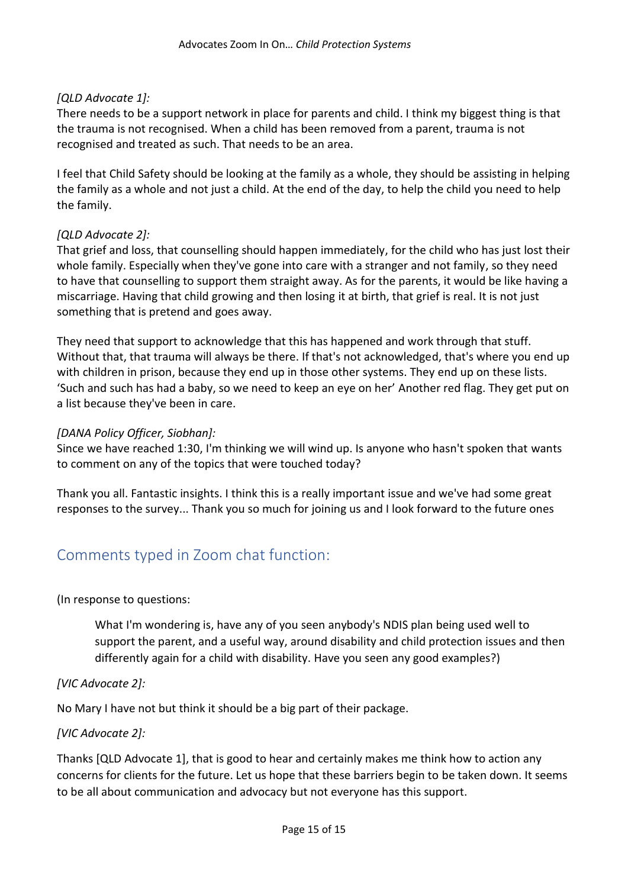*[QLD Advocate 1]:*
There needs to be a support network in place for parents and child. I think my biggest thing is that the trauma is not recognised. When a child has been removed from a parent, trauma is not recognised and treated as such. That needs to be an area.

I feel that Child Safety should be looking at the family as a whole, they should be assisting in helping the family as a whole and not just a child. At the end of the day, to help the child you need to help the family.

*[QLD Advocate 2]:*
That grief and loss, that counselling should happen immediately, for the child who has just lost their whole family. Especially when they've gone into care with a stranger and not family, so they need to have that counselling to support them straight away. As for the parents, it would be like having a miscarriage. Having that child growing and then losing it at birth, that grief is real. It is not just something that is pretend and goes away.

They need that support to acknowledge that this has happened and work through that stuff. Without that, that trauma will always be there. If that's not acknowledged, that's where you end up with children in prison, because they end up in those other systems. They end up on these lists. 'Such and such has had a baby, so we need to keep an eye on her' Another red flag. They get put on a list because they've been in care.

*[DANA Policy Officer, Siobhan]:*
Since we have reached 1:30, I'm thinking we will wind up. Is anyone who hasn't spoken that wants to comment on any of the topics that were touched today?

Thank you all. Fantastic insights. I think this is a really important issue and we've had some great responses to the survey... Thank you so much for joining us and I look forward to the future ones

## Comments typed in Zoom chat function:

(In response to questions:

> What I'm wondering is, have any of you seen anybody's NDIS plan being used well to support the parent, and a useful way, around disability and child protection issues and then differently again for a child with disability. Have you seen any good examples?)

*[VIC Advocate 2]:*

No Mary I have not but think it should be a big part of their package.

*[VIC Advocate 2]:*

Thanks [QLD Advocate 1], that is good to hear and certainly makes me think how to action any concerns for clients for the future. Let us hope that these barriers begin to be taken down. It seems to be all about communication and advocacy but not everyone has this support.